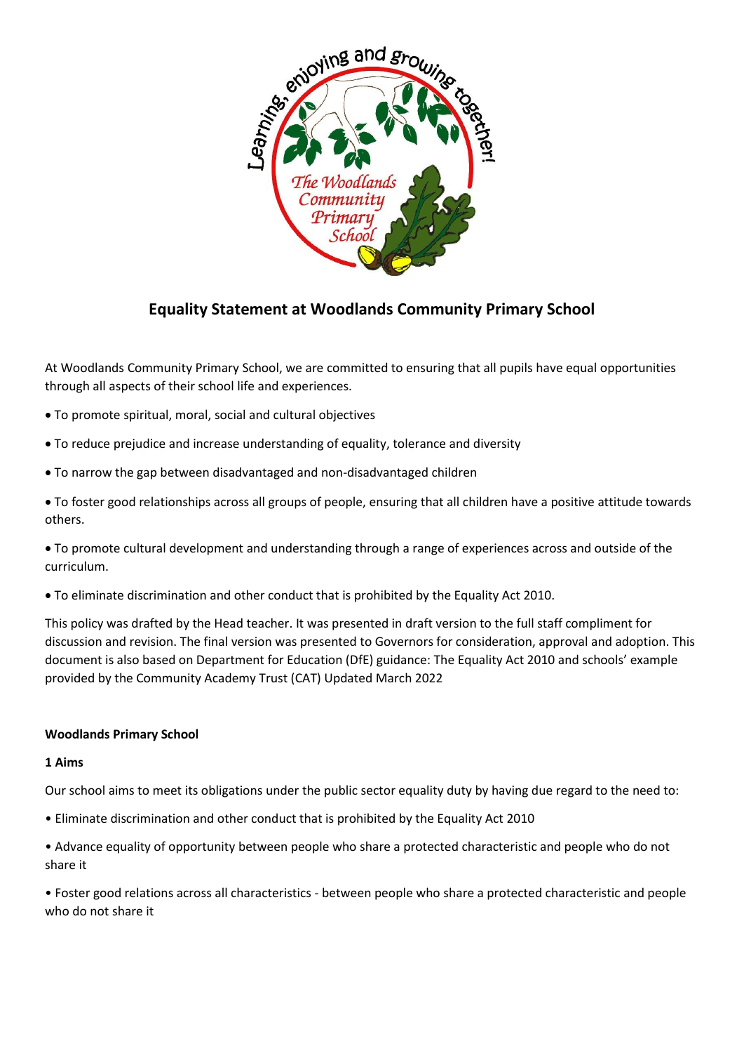# Equality Statement at Woodlands Community Primary School

At Woodlands Community Primary School, we are committed to ensuring that all pupils have equal opportunities through all aspects of their school life and experiences.

- To promote spiritual, moral, social and cultural objectives
- To reduce prejudice and increase understanding of equality, tolerance and diversity
- To narrow the gap between disadvantaged and non-disadvantaged children
- To foster good relationships across all groups of people, ensuring that all children have a positive attitude towards others.
- To promote cultural development and understanding through a range of experiences across and outside of the curriculum.
- To eliminate discrimination and other conduct that is prohibited by the Equality Act 2010.

This policy was drafted by the Head teacher. It was presented in draft version to the full staff compliment for discussion and revision. The final version was presented to Governors for consideration, approval and adoption. This document is also based on Department for Education (DfE) guidance: The Equality Act 2010 and schools' example provided by the Community Academy Trust (CAT) Updated March 2022

**Woodlands Primary School**

**1 Aims**

Our school aims to meet its obligations under the public sector equality duty by having due regard to the need to:

- Eliminate discrimination and other conduct that is prohibited by the Equality Act 2010
- Advance equality of opportunity between people who share a protected characteristic and people who do not share it
- Foster good relations across all characteristics - between people who share a protected characteristic and people who do not share it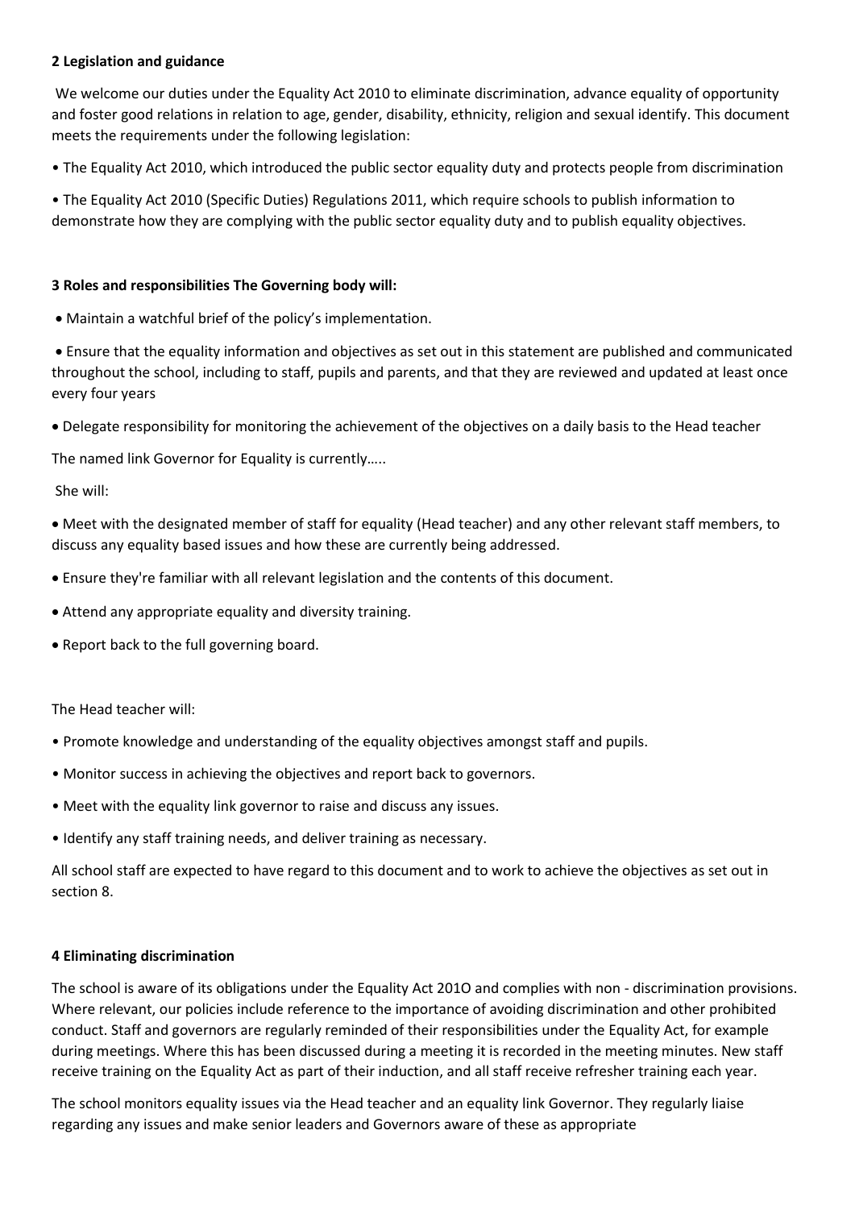## 2 Legislation and guidance

We welcome our duties under the Equality Act 2010 to eliminate discrimination, advance equality of opportunity and foster good relations in relation to age, gender, disability, ethnicity, religion and sexual identify. This document meets the requirements under the following legislation:

- The Equality Act 2010, which introduced the public sector equality duty and protects people from discrimination
- The Equality Act 2010 (Specific Duties) Regulations 2011, which require schools to publish information to demonstrate how they are complying with the public sector equality duty and to publish equality objectives.

## 3 Roles and responsibilities The Governing body will:

- Maintain a watchful brief of the policy's implementation.
- Ensure that the equality information and objectives as set out in this statement are published and communicated throughout the school, including to staff, pupils and parents, and that they are reviewed and updated at least once every four years
- Delegate responsibility for monitoring the achievement of the objectives on a daily basis to the Head teacher

The named link Governor for Equality is currently…..

She will:

- Meet with the designated member of staff for equality (Head teacher) and any other relevant staff members, to discuss any equality based issues and how these are currently being addressed.
- Ensure they're familiar with all relevant legislation and the contents of this document.
- Attend any appropriate equality and diversity training.
- Report back to the full governing board.

The Head teacher will:

- Promote knowledge and understanding of the equality objectives amongst staff and pupils.
- Monitor success in achieving the objectives and report back to governors.
- Meet with the equality link governor to raise and discuss any issues.
- Identify any staff training needs, and deliver training as necessary.

All school staff are expected to have regard to this document and to work to achieve the objectives as set out in section 8.

## 4 Eliminating discrimination

The school is aware of its obligations under the Equality Act 201O and complies with non - discrimination provisions. Where relevant, our policies include reference to the importance of avoiding discrimination and other prohibited conduct. Staff and governors are regularly reminded of their responsibilities under the Equality Act, for example during meetings. Where this has been discussed during a meeting it is recorded in the meeting minutes. New staff receive training on the Equality Act as part of their induction, and all staff receive refresher training each year.

The school monitors equality issues via the Head teacher and an equality link Governor. They regularly liaise regarding any issues and make senior leaders and Governors aware of these as appropriate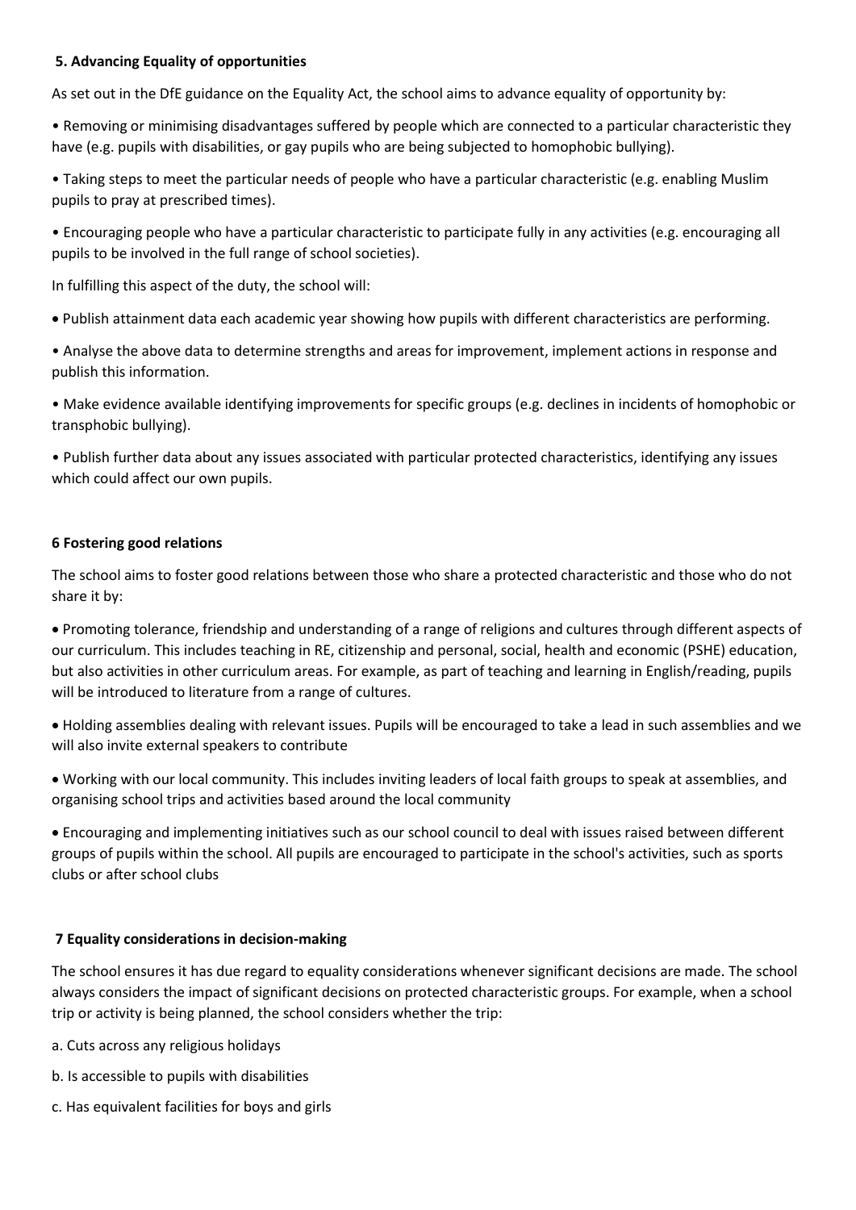### 5. Advancing Equality of opportunities

As set out in the DfE guidance on the Equality Act, the school aims to advance equality of opportunity by:

- Removing or minimising disadvantages suffered by people which are connected to a particular characteristic they have (e.g. pupils with disabilities, or gay pupils who are being subjected to homophobic bullying).
- Taking steps to meet the particular needs of people who have a particular characteristic (e.g. enabling Muslim pupils to pray at prescribed times).
- Encouraging people who have a particular characteristic to participate fully in any activities (e.g. encouraging all pupils to be involved in the full range of school societies).

In fulfilling this aspect of the duty, the school will:

- Publish attainment data each academic year showing how pupils with different characteristics are performing.
- Analyse the above data to determine strengths and areas for improvement, implement actions in response and publish this information.
- Make evidence available identifying improvements for specific groups (e.g. declines in incidents of homophobic or transphobic bullying).
- Publish further data about any issues associated with particular protected characteristics, identifying any issues which could affect our own pupils.

### 6 Fostering good relations

The school aims to foster good relations between those who share a protected characteristic and those who do not share it by:

- Promoting tolerance, friendship and understanding of a range of religions and cultures through different aspects of our curriculum. This includes teaching in RE, citizenship and personal, social, health and economic (PSHE) education, but also activities in other curriculum areas. For example, as part of teaching and learning in English/reading, pupils will be introduced to literature from a range of cultures.
- Holding assemblies dealing with relevant issues. Pupils will be encouraged to take a lead in such assemblies and we will also invite external speakers to contribute
- Working with our local community. This includes inviting leaders of local faith groups to speak at assemblies, and organising school trips and activities based around the local community
- Encouraging and implementing initiatives such as our school council to deal with issues raised between different groups of pupils within the school. All pupils are encouraged to participate in the school's activities, such as sports clubs or after school clubs

### 7 Equality considerations in decision-making

The school ensures it has due regard to equality considerations whenever significant decisions are made. The school always considers the impact of significant decisions on protected characteristic groups. For example, when a school trip or activity is being planned, the school considers whether the trip:

a. Cuts across any religious holidays

b. Is accessible to pupils with disabilities

c. Has equivalent facilities for boys and girls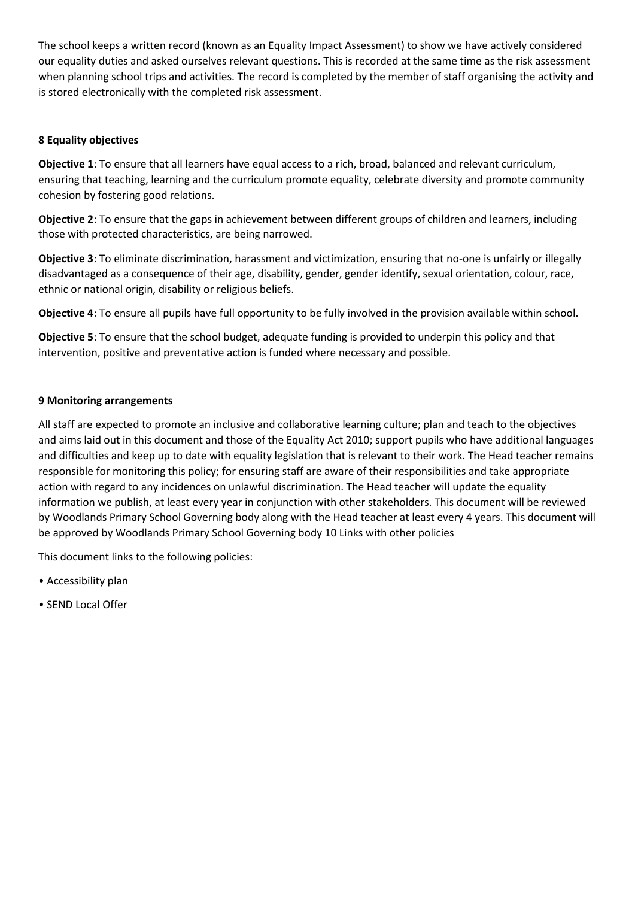The school keeps a written record (known as an Equality Impact Assessment) to show we have actively considered our equality duties and asked ourselves relevant questions. This is recorded at the same time as the risk assessment when planning school trips and activities. The record is completed by the member of staff organising the activity and is stored electronically with the completed risk assessment.

**8 Equality objectives**

**Objective 1**: To ensure that all learners have equal access to a rich, broad, balanced and relevant curriculum, ensuring that teaching, learning and the curriculum promote equality, celebrate diversity and promote community cohesion by fostering good relations.

**Objective 2**: To ensure that the gaps in achievement between different groups of children and learners, including those with protected characteristics, are being narrowed.

**Objective 3**: To eliminate discrimination, harassment and victimization, ensuring that no-one is unfairly or illegally disadvantaged as a consequence of their age, disability, gender, gender identify, sexual orientation, colour, race, ethnic or national origin, disability or religious beliefs.

**Objective 4**: To ensure all pupils have full opportunity to be fully involved in the provision available within school.

**Objective 5**: To ensure that the school budget, adequate funding is provided to underpin this policy and that intervention, positive and preventative action is funded where necessary and possible.

**9 Monitoring arrangements**

All staff are expected to promote an inclusive and collaborative learning culture; plan and teach to the objectives and aims laid out in this document and those of the Equality Act 2010; support pupils who have additional languages and difficulties and keep up to date with equality legislation that is relevant to their work. The Head teacher remains responsible for monitoring this policy; for ensuring staff are aware of their responsibilities and take appropriate action with regard to any incidences on unlawful discrimination. The Head teacher will update the equality information we publish, at least every year in conjunction with other stakeholders. This document will be reviewed by Woodlands Primary School Governing body along with the Head teacher at least every 4 years. This document will be approved by Woodlands Primary School Governing body 10 Links with other policies

This document links to the following policies:

- Accessibility plan
- SEND Local Offer